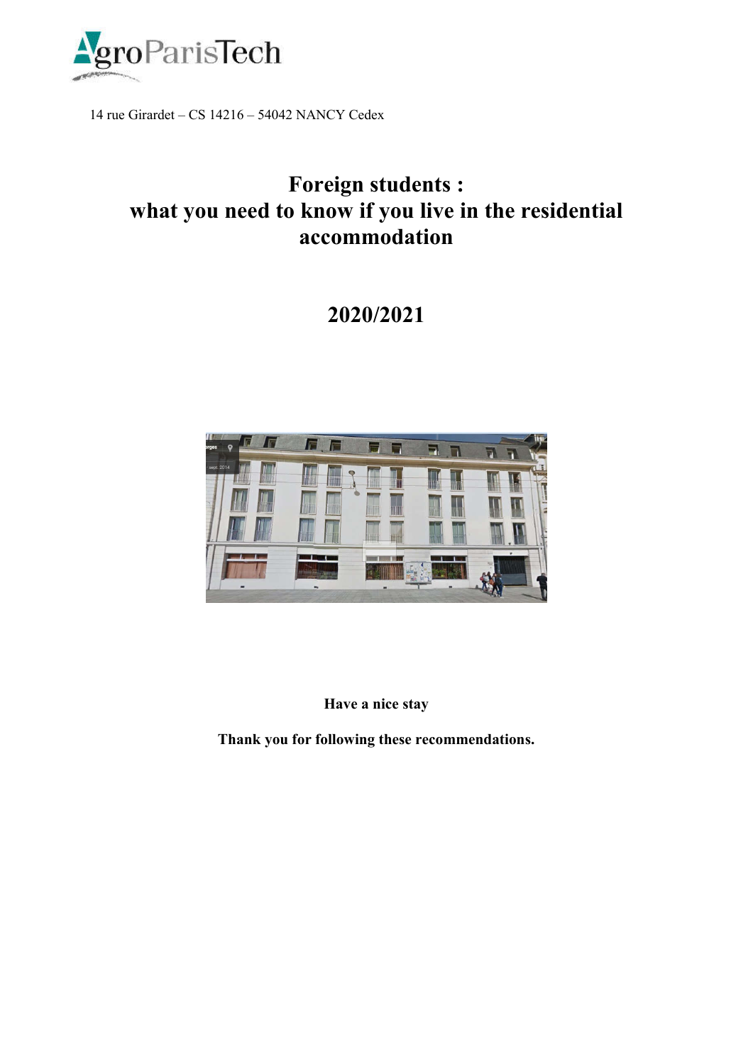AgroParisTech

14 rue Girardet – CS 14216 – 54042 NANCY Cedex

# Foreign students : what you need to know if you live in the residential accommodation

# 2020/2021

**Have a nice stay**

**Thank you for following these recommendations.**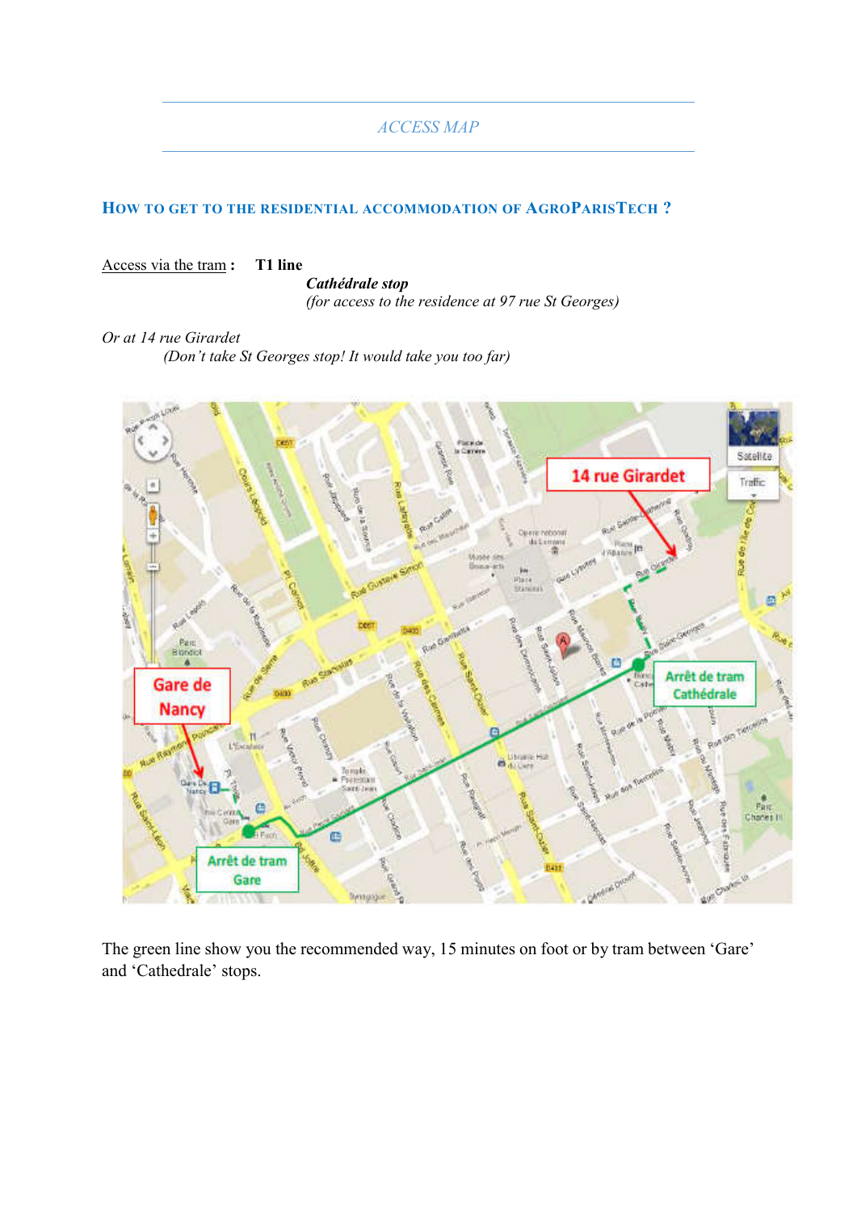*ACCESS MAP*

## HOW TO GET TO THE RESIDENTIAL ACCOMMODATION OF AGROPARISTECH ?

Access via the tram : **T1 line**

***Cathédrale stop***
*(for access to the residence at 97 rue St Georges)*

*Or at 14 rue Girardet*
*(Don't take St Georges stop! It would take you too far)*

The green line show you the recommended way, 15 minutes on foot or by tram between 'Gare' and 'Cathedrale' stops.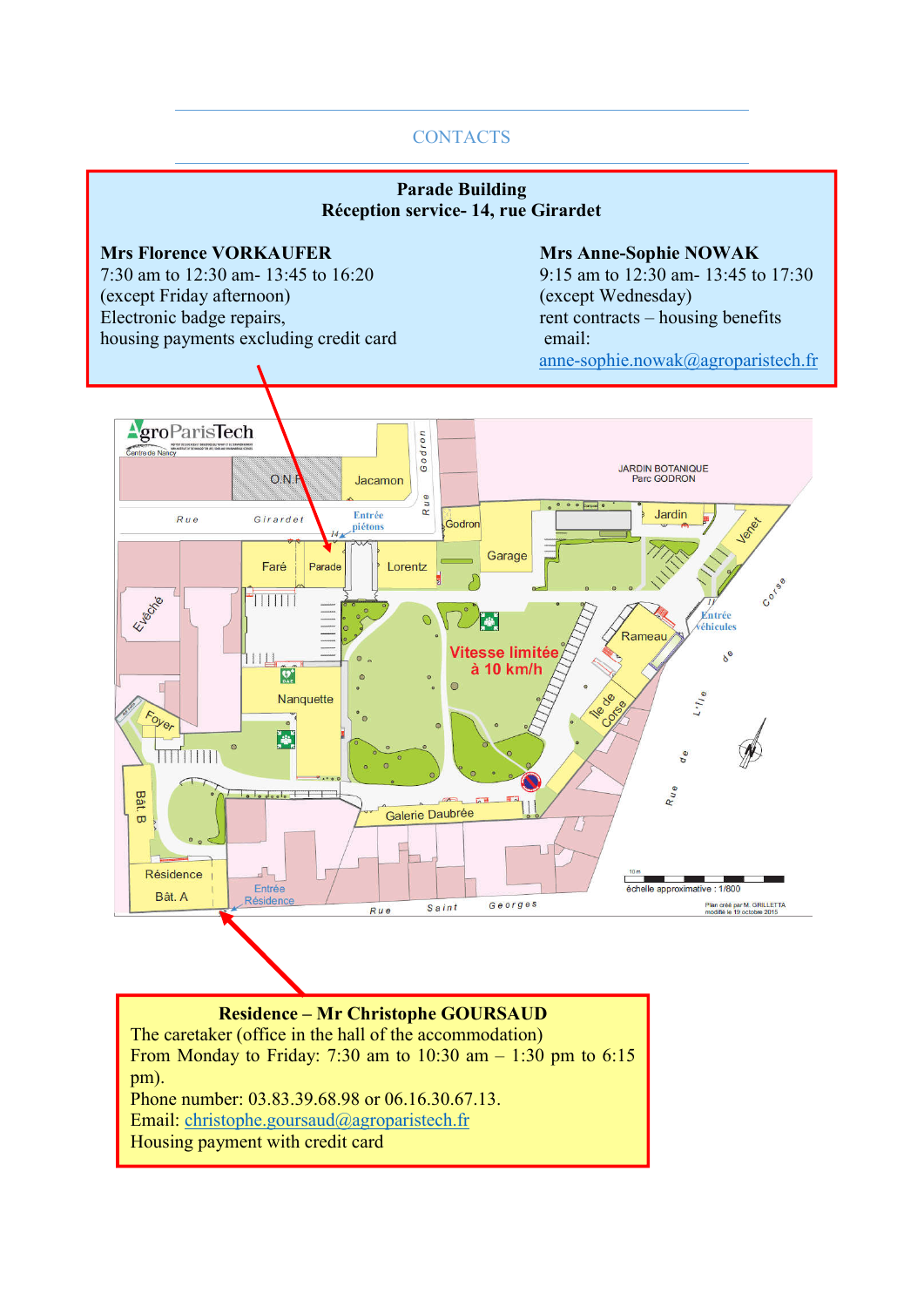## CONTACTS

**Parade Building**
**Réception service- 14, rue Girardet**

**Mrs Florence VORKAUFER**
7:30 am to 12:30 am- 13:45 to 16:20
(except Friday afternoon)
Electronic badge repairs,
housing payments excluding credit card

**Mrs Anne-Sophie NOWAK**
9:15 am to 12:30 am- 13:45 to 17:30
(except Wednesday)
rent contracts – housing benefits
email:
anne-sophie.nowak@agroparistech.fr

**Residence – Mr Christophe GOURSAUD**
The caretaker (office in the hall of the accommodation)
From Monday to Friday: 7:30 am to 10:30 am – 1:30 pm to 6:15 pm).
Phone number: 03.83.39.68.98 or 06.16.30.67.13.
Email: christophe.goursaud@agroparistech.fr
Housing payment with credit card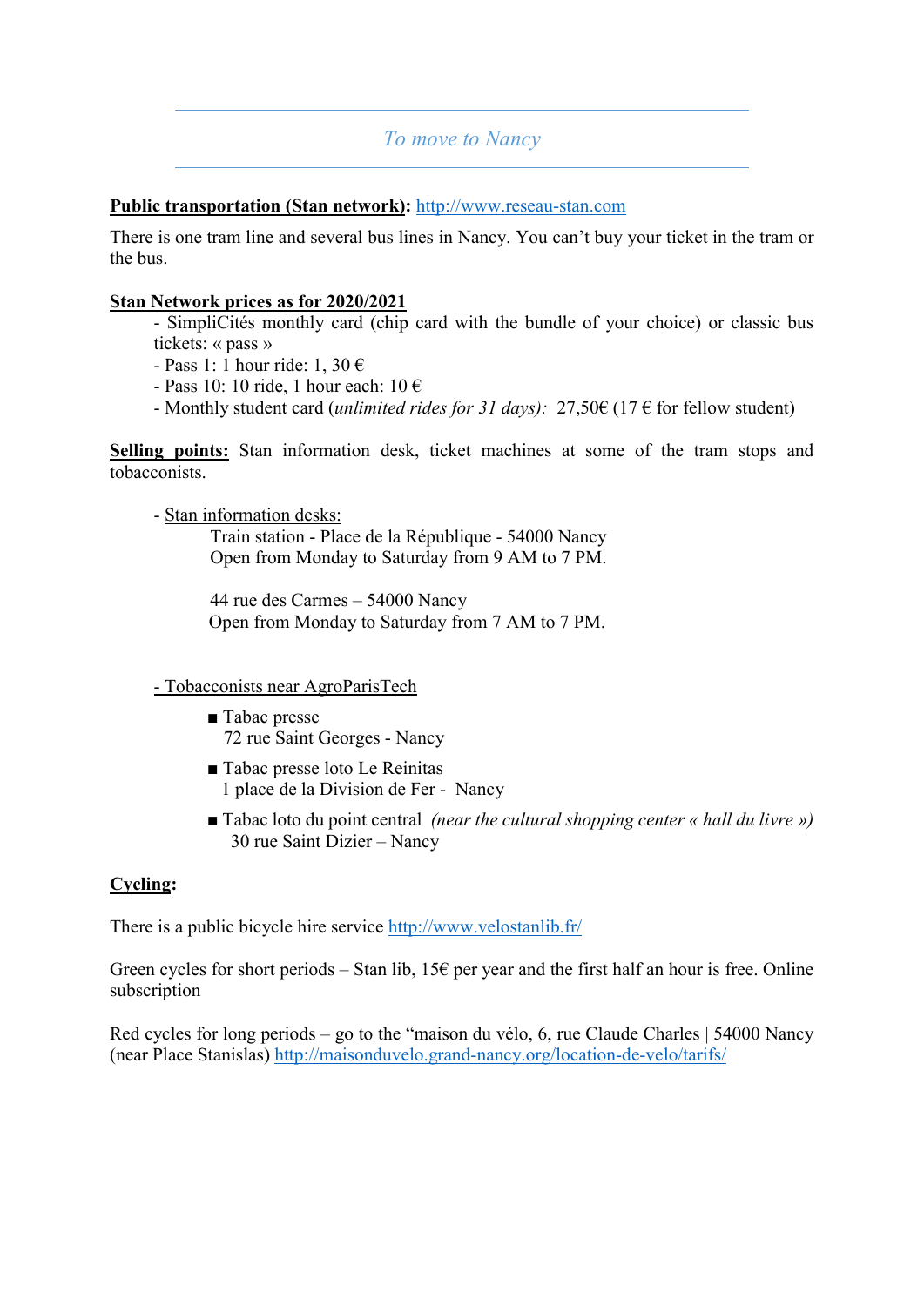## *To move to Nancy*

**Public transportation (Stan network):** http://www.reseau-stan.com

There is one tram line and several bus lines in Nancy. You can't buy your ticket in the tram or the bus.

**Stan Network prices as for 2020/2021**

- SimpliCités monthly card (chip card with the bundle of your choice) or classic bus tickets: « pass »
- Pass 1: 1 hour ride: 1, 30 €
- Pass 10: 10 ride, 1 hour each: 10 €
- Monthly student card (*unlimited rides for 31 days):* 27,50€ (17 € for fellow student)

**Selling points:** Stan information desk, ticket machines at some of the tram stops and tobacconists.

- Stan information desks:

  Train station - Place de la République - 54000 Nancy
  Open from Monday to Saturday from 9 AM to 7 PM.

  44 rue des Carmes – 54000 Nancy
  Open from Monday to Saturday from 7 AM to 7 PM.

- Tobacconists near AgroParisTech

  - Tabac presse
    72 rue Saint Georges - Nancy
  - Tabac presse loto Le Reinitas
    1 place de la Division de Fer - Nancy
  - Tabac loto du point central *(near the cultural shopping center « hall du livre »)*
    30 rue Saint Dizier – Nancy

**Cycling:**

There is a public bicycle hire service http://www.velostanlib.fr/

Green cycles for short periods – Stan lib, 15€ per year and the first half an hour is free. Online subscription

Red cycles for long periods – go to the "maison du vélo, 6, rue Claude Charles | 54000 Nancy (near Place Stanislas) http://maisonduvelo.grand-nancy.org/location-de-velo/tarifs/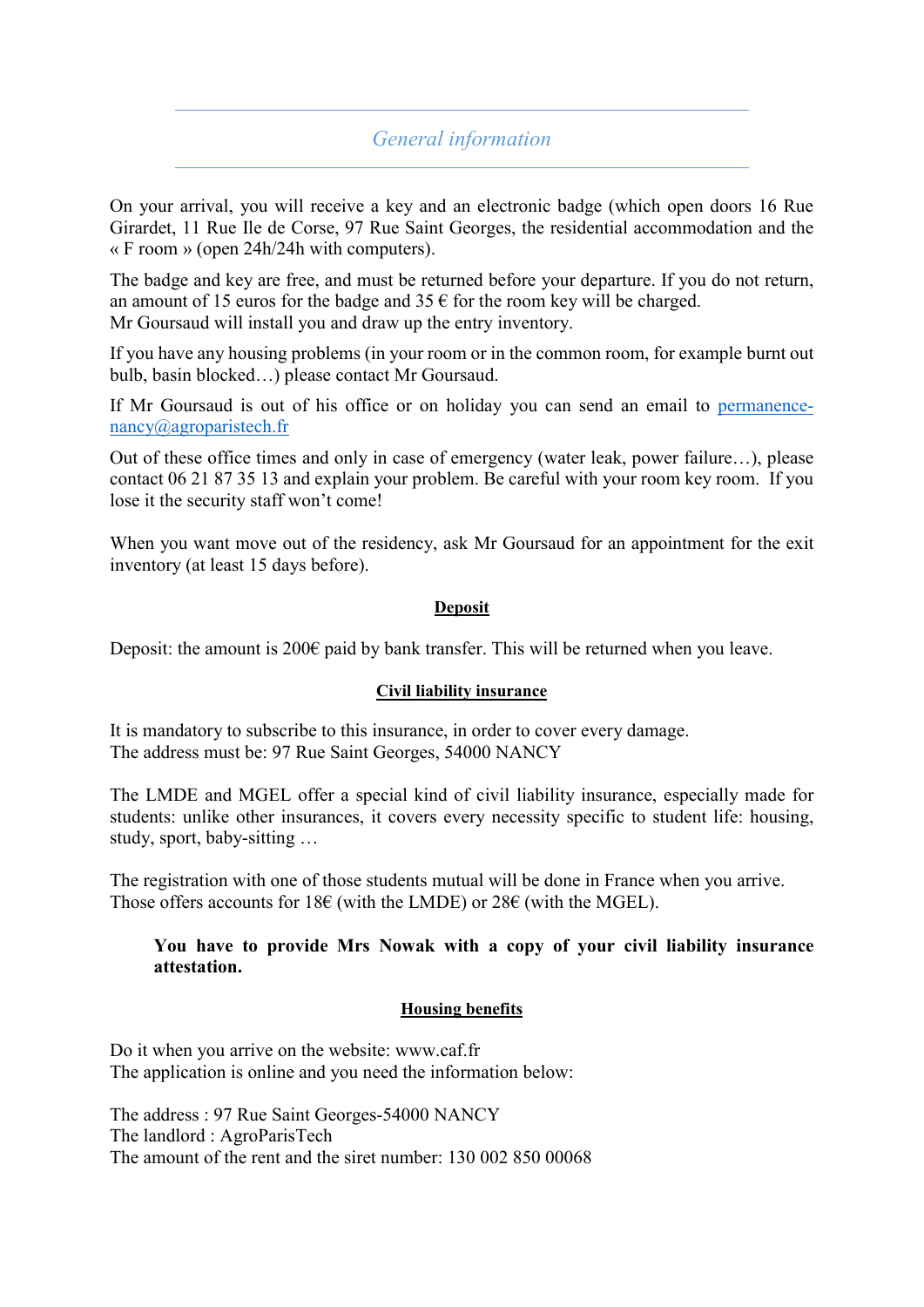## *General information*

On your arrival, you will receive a key and an electronic badge (which open doors 16 Rue Girardet, 11 Rue Ile de Corse, 97 Rue Saint Georges, the residential accommodation and the « F room » (open 24h/24h with computers).

The badge and key are free, and must be returned before your departure. If you do not return, an amount of 15 euros for the badge and 35 € for the room key will be charged.
Mr Goursaud will install you and draw up the entry inventory.

If you have any housing problems (in your room or in the common room, for example burnt out bulb, basin blocked…) please contact Mr Goursaud.

If Mr Goursaud is out of his office or on holiday you can send an email to [permanence-nancy@agroparistech.fr](mailto:permanence-nancy@agroparistech.fr)

Out of these office times and only in case of emergency (water leak, power failure…), please contact 06 21 87 35 13 and explain your problem. Be careful with your room key room. If you lose it the security staff won't come!

When you want move out of the residency, ask Mr Goursaud for an appointment for the exit inventory (at least 15 days before).

### **Deposit**

Deposit: the amount is 200€ paid by bank transfer. This will be returned when you leave.

### **Civil liability insurance**

It is mandatory to subscribe to this insurance, in order to cover every damage.
The address must be: 97 Rue Saint Georges, 54000 NANCY

The LMDE and MGEL offer a special kind of civil liability insurance, especially made for students: unlike other insurances, it covers every necessity specific to student life: housing, study, sport, baby-sitting …

The registration with one of those students mutual will be done in France when you arrive.
Those offers accounts for 18€ (with the LMDE) or 28€ (with the MGEL).

> **You have to provide Mrs Nowak with a copy of your civil liability insurance attestation.**

### **Housing benefits**

Do it when you arrive on the website: www.caf.fr
The application is online and you need the information below:

The address : 97 Rue Saint Georges-54000 NANCY
The landlord : AgroParisTech
The amount of the rent and the siret number: 130 002 850 00068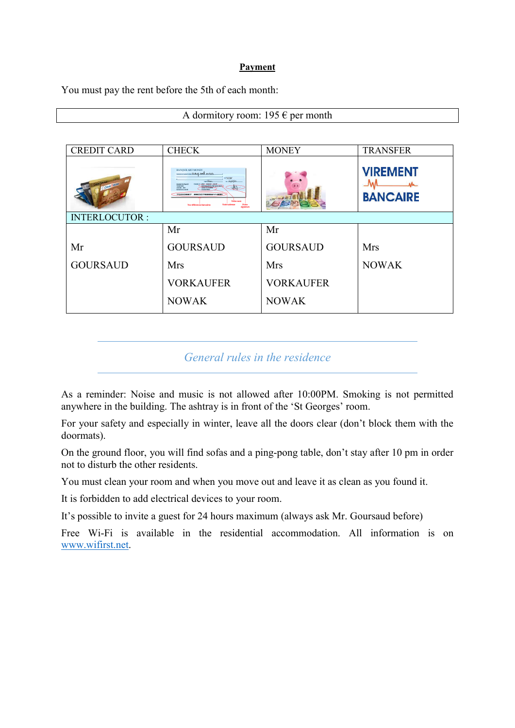**Payment**

You must pay the rent before the 5th of each month:

| A dormitory room: 195 € per month |
| --- |

| CREDIT CARD | CHECK | MONEY | TRANSFER |
| --- | --- | --- | --- |
| | | | VIREMENT BANCAIRE |
| INTERLOCUTOR : | | | |
| Mr GOURSAUD | Mr GOURSAUD Mrs VORKAUFER NOWAK | Mr GOURSAUD Mrs VORKAUFER NOWAK | Mrs NOWAK |

## *General rules in the residence*

As a reminder: Noise and music is not allowed after 10:00PM. Smoking is not permitted anywhere in the building. The ashtray is in front of the 'St Georges' room.

For your safety and especially in winter, leave all the doors clear (don't block them with the doormats).

On the ground floor, you will find sofas and a ping-pong table, don't stay after 10 pm in order not to disturb the other residents.

You must clean your room and when you move out and leave it as clean as you found it.

It is forbidden to add electrical devices to your room.

It's possible to invite a guest for 24 hours maximum (always ask Mr. Goursaud before)

Free Wi-Fi is available in the residential accommodation. All information is on www.wifirst.net.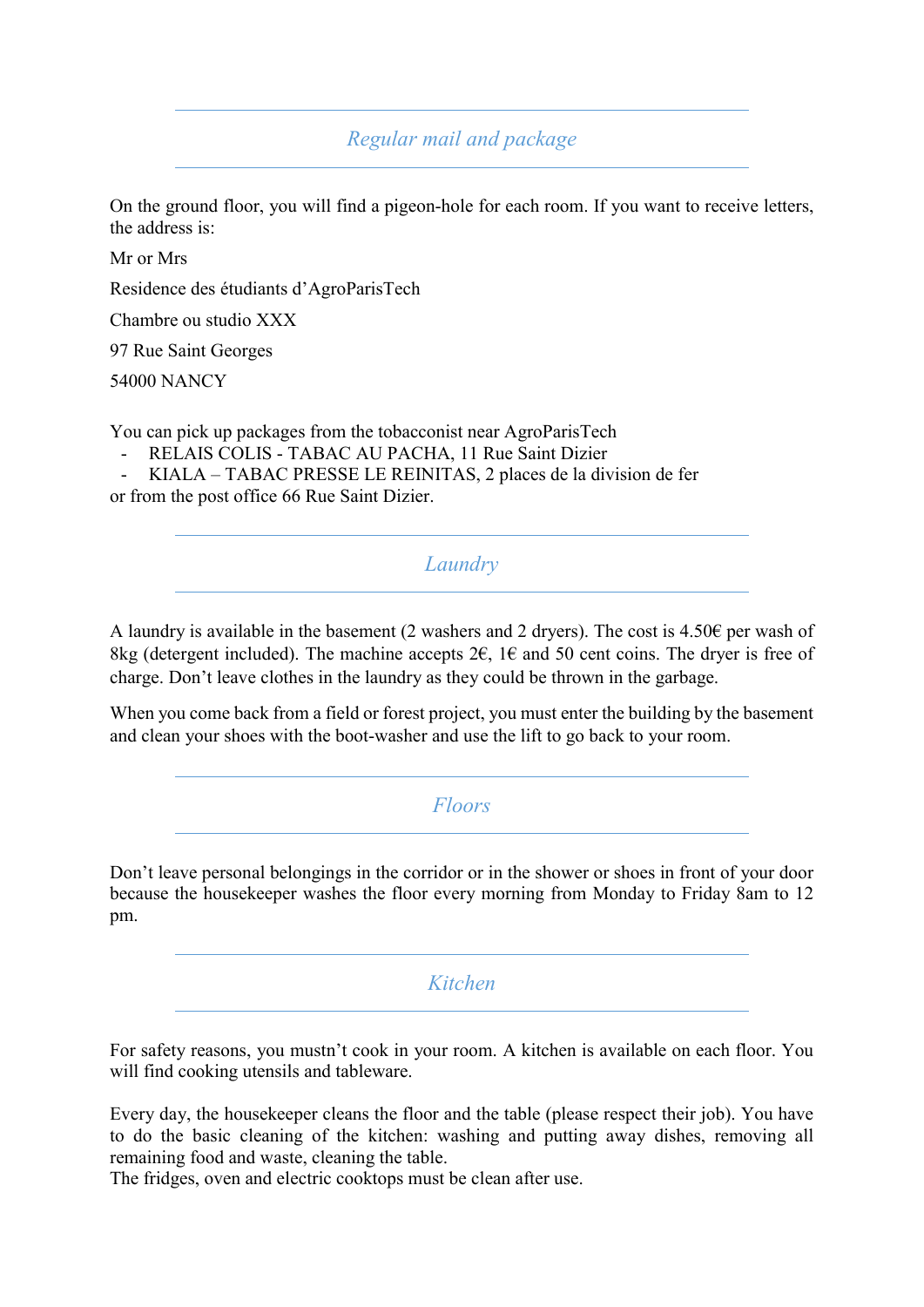## *Regular mail and package*

On the ground floor, you will find a pigeon-hole for each room. If you want to receive letters, the address is:

Mr or Mrs

Residence des étudiants d'AgroParisTech

Chambre ou studio XXX

97 Rue Saint Georges

54000 NANCY

You can pick up packages from the tobacconist near AgroParisTech

- RELAIS COLIS - TABAC AU PACHA, 11 Rue Saint Dizier
- KIALA – TABAC PRESSE LE REINITAS, 2 places de la division de fer

or from the post office 66 Rue Saint Dizier.

## *Laundry*

A laundry is available in the basement (2 washers and 2 dryers). The cost is 4.50€ per wash of 8kg (detergent included). The machine accepts 2€, 1€ and 50 cent coins. The dryer is free of charge. Don't leave clothes in the laundry as they could be thrown in the garbage.

When you come back from a field or forest project, you must enter the building by the basement and clean your shoes with the boot-washer and use the lift to go back to your room.

## *Floors*

Don't leave personal belongings in the corridor or in the shower or shoes in front of your door because the housekeeper washes the floor every morning from Monday to Friday 8am to 12 pm.

## *Kitchen*

For safety reasons, you mustn't cook in your room. A kitchen is available on each floor. You will find cooking utensils and tableware.

Every day, the housekeeper cleans the floor and the table (please respect their job). You have to do the basic cleaning of the kitchen: washing and putting away dishes, removing all remaining food and waste, cleaning the table.
The fridges, oven and electric cooktops must be clean after use.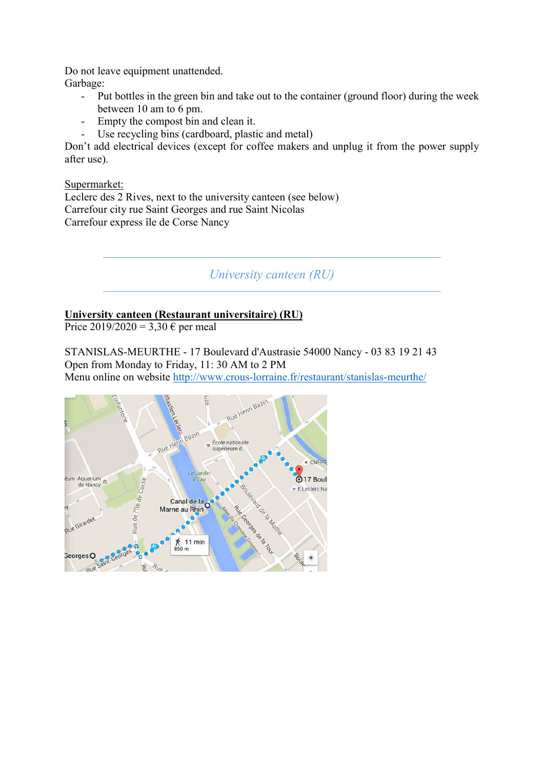Do not leave equipment unattended.
Garbage:

- Put bottles in the green bin and take out to the container (ground floor) during the week between 10 am to 6 pm.
- Empty the compost bin and clean it.
- Use recycling bins (cardboard, plastic and metal)

Don't add electrical devices (except for coffee makers and unplug it from the power supply after use).

<u>Supermarket:</u>
Leclerc des 2 Rives, next to the university canteen (see below)
Carrefour city rue Saint Georges and rue Saint Nicolas
Carrefour express île de Corse Nancy

## *University canteen (RU)*

**<u>University canteen (Restaurant universitaire) (RU)</u>**
Price 2019/2020 = 3,30 € per meal

STANISLAS-MEURTHE - 17 Boulevard d'Austrasie 54000 Nancy - 03 83 19 21 43
Open from Monday to Friday, 11: 30 AM to 2 PM
Menu online on website http://www.crous-lorraine.fr/restaurant/stanislas-meurthe/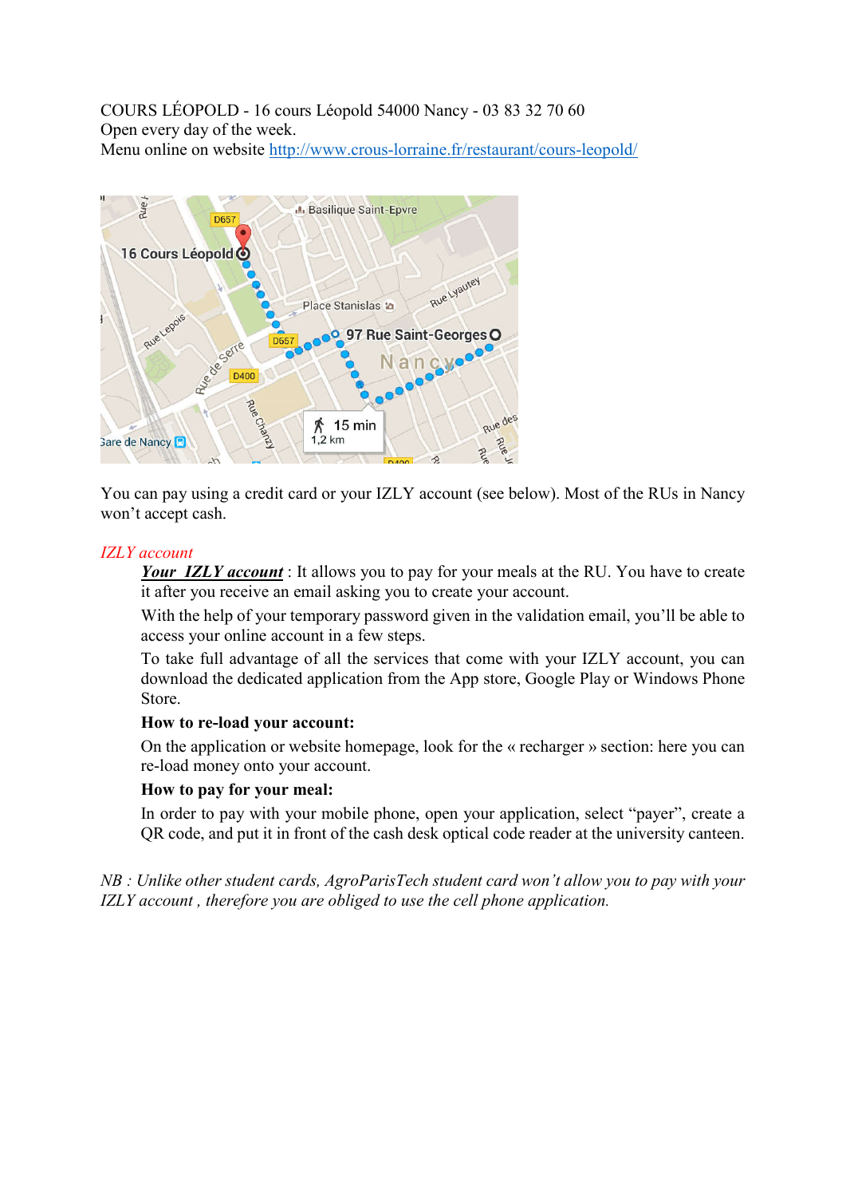COURS LÉOPOLD - 16 cours Léopold 54000 Nancy - 03 83 32 70 60
Open every day of the week.
Menu online on website http://www.crous-lorraine.fr/restaurant/cours-leopold/

You can pay using a credit card or your IZLY account (see below). Most of the RUs in Nancy won't accept cash.

*IZLY account*

***Your IZLY account*** : It allows you to pay for your meals at the RU. You have to create it after you receive an email asking you to create your account.

With the help of your temporary password given in the validation email, you'll be able to access your online account in a few steps.

To take full advantage of all the services that come with your IZLY account, you can download the dedicated application from the App store, Google Play or Windows Phone Store.

**How to re-load your account:**

On the application or website homepage, look for the « recharger » section: here you can re-load money onto your account.

**How to pay for your meal:**

In order to pay with your mobile phone, open your application, select "payer", create a QR code, and put it in front of the cash desk optical code reader at the university canteen.

*NB : Unlike other student cards, AgroParisTech student card won't allow you to pay with your IZLY account , therefore you are obliged to use the cell phone application.*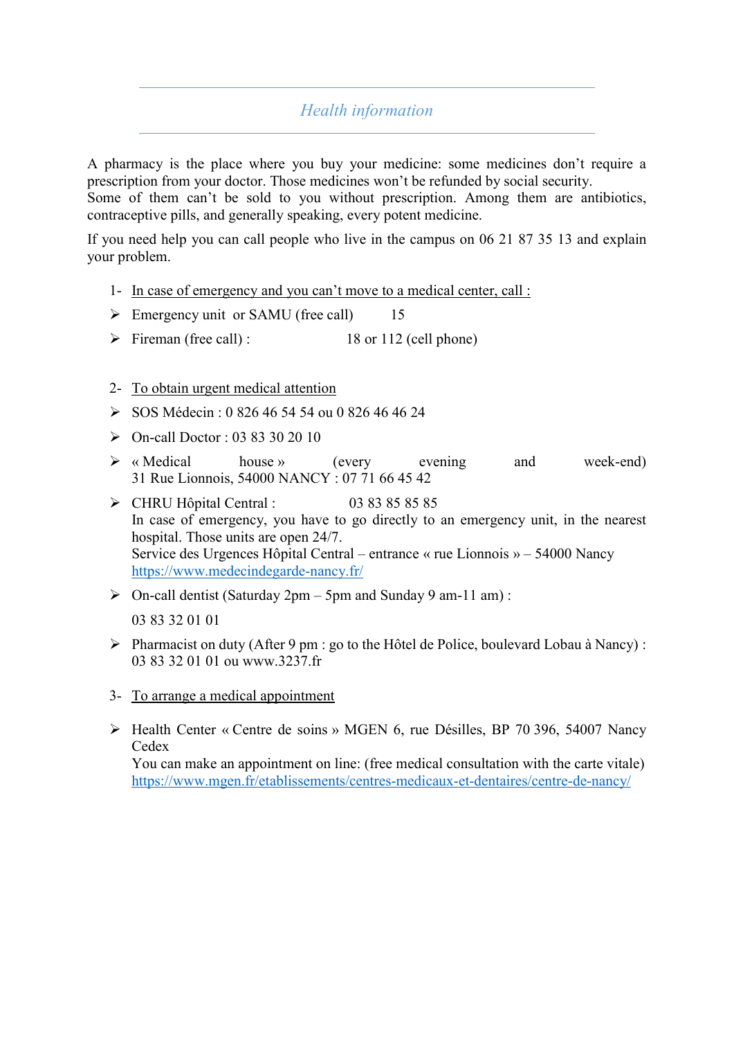## *Health information*

A pharmacy is the place where you buy your medicine: some medicines don't require a prescription from your doctor. Those medicines won't be refunded by social security.
Some of them can't be sold to you without prescription. Among them are antibiotics, contraceptive pills, and generally speaking, every potent medicine.

If you need help you can call people who live in the campus on 06 21 87 35 13 and explain your problem.

1- <u>In case of emergency and you can't move to a medical center, call :</u>

- Emergency unit or SAMU (free call) 15
- Fireman (free call) : 18 or 112 (cell phone)

2- <u>To obtain urgent medical attention</u>

- SOS Médecin : 0 826 46 54 54 ou 0 826 46 46 24
- On-call Doctor : 03 83 30 20 10
- « Medical house » (every evening and week-end) 31 Rue Lionnois, 54000 NANCY : 07 71 66 45 42
- CHRU Hôpital Central : 03 83 85 85 85
  In case of emergency, you have to go directly to an emergency unit, in the nearest hospital. Those units are open 24/7.
  Service des Urgences Hôpital Central – entrance « rue Lionnois » – 54000 Nancy
  https://www.medecindegarde-nancy.fr/
- On-call dentist (Saturday 2pm – 5pm and Sunday 9 am-11 am) :

  03 83 32 01 01
- Pharmacist on duty (After 9 pm : go to the Hôtel de Police, boulevard Lobau à Nancy) : 03 83 32 01 01 ou www.3237.fr

3- <u>To arrange a medical appointment</u>

- Health Center « Centre de soins » MGEN 6, rue Désilles, BP 70 396, 54007 Nancy Cedex
  You can make an appointment on line: (free medical consultation with the carte vitale)
  https://www.mgen.fr/etablissements/centres-medicaux-et-dentaires/centre-de-nancy/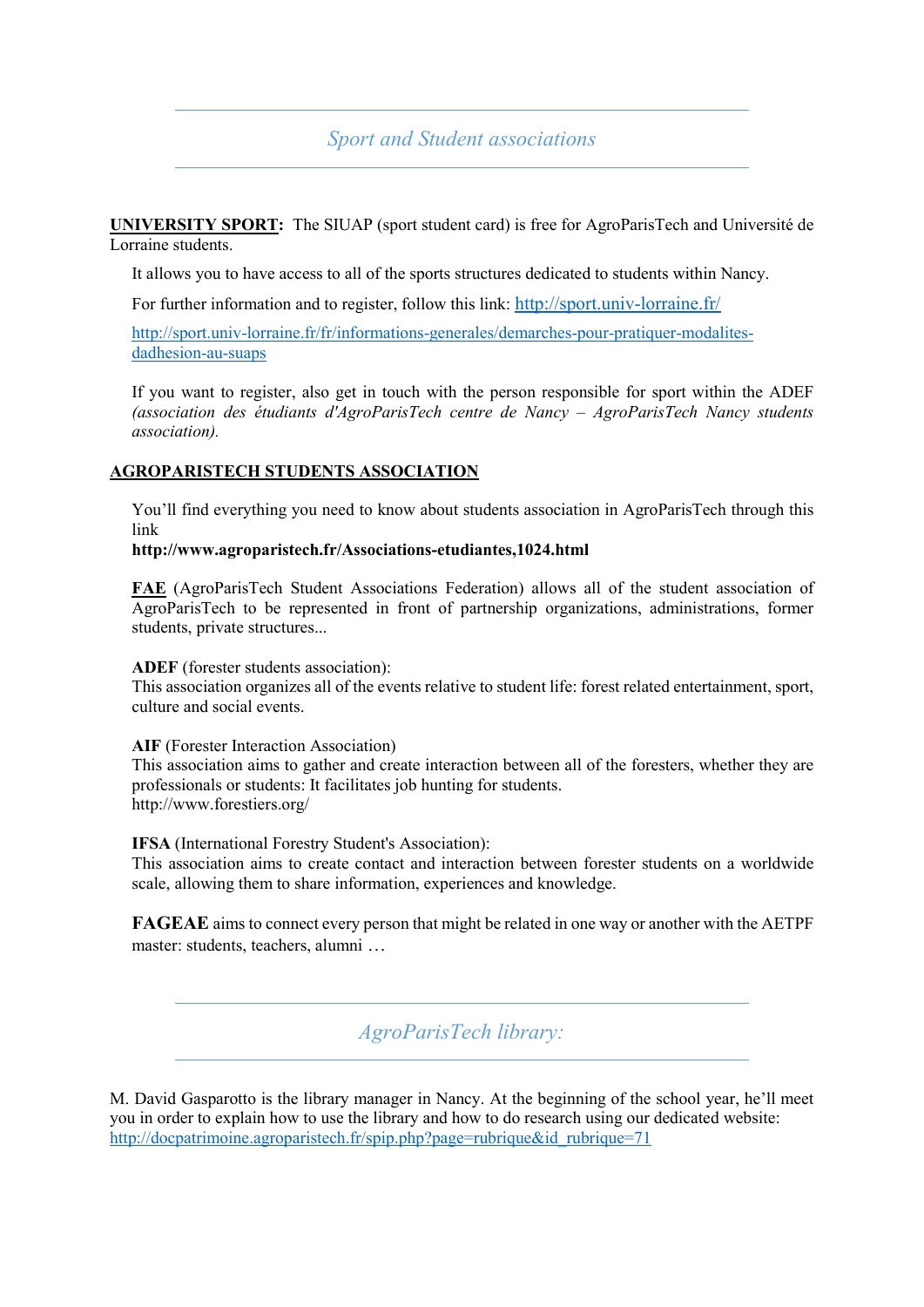## *Sport and Student associations*

**UNIVERSITY SPORT:** The SIUAP (sport student card) is free for AgroParisTech and Université de Lorraine students.

It allows you to have access to all of the sports structures dedicated to students within Nancy.

For further information and to register, follow this link: [http://sport.univ-lorraine.fr/](http://sport.univ-lorraine.fr/)

[http://sport.univ-lorraine.fr/fr/informations-generales/demarches-pour-pratiquer-modalites-dadhesion-au-suaps](http://sport.univ-lorraine.fr/fr/informations-generales/demarches-pour-pratiquer-modalites-dadhesion-au-suaps)

If you want to register, also get in touch with the person responsible for sport within the ADEF *(association des étudiants d'AgroParisTech centre de Nancy – AgroParisTech Nancy students association).*

**AGROPARISTECH STUDENTS ASSOCIATION**

You'll find everything you need to know about students association in AgroParisTech through this link
**http://www.agroparistech.fr/Associations-etudiantes,1024.html**

**FAE** (AgroParisTech Student Associations Federation) allows all of the student association of AgroParisTech to be represented in front of partnership organizations, administrations, former students, private structures...

**ADEF** (forester students association):
This association organizes all of the events relative to student life: forest related entertainment, sport, culture and social events.

**AIF** (Forester Interaction Association)
This association aims to gather and create interaction between all of the foresters, whether they are professionals or students: It facilitates job hunting for students.
http://www.forestiers.org/

**IFSA** (International Forestry Student's Association):
This association aims to create contact and interaction between forester students on a worldwide scale, allowing them to share information, experiences and knowledge.

**FAGEAE** aims to connect every person that might be related in one way or another with the AETPF master: students, teachers, alumni …

## *AgroParisTech library:*

M. David Gasparotto is the library manager in Nancy. At the beginning of the school year, he'll meet you in order to explain how to use the library and how to do research using our dedicated website: [http://docpatrimoine.agroparistech.fr/spip.php?page=rubrique&id_rubrique=71](http://docpatrimoine.agroparistech.fr/spip.php?page=rubrique&id_rubrique=71)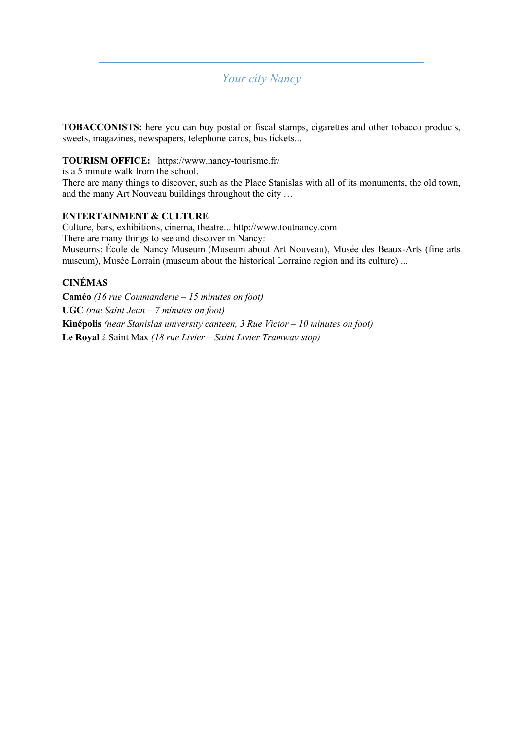## *Your city Nancy*

**TOBACCONISTS:** here you can buy postal or fiscal stamps, cigarettes and other tobacco products, sweets, magazines, newspapers, telephone cards, bus tickets...

**TOURISM OFFICE:** https://www.nancy-tourisme.fr/
is a 5 minute walk from the school.
There are many things to discover, such as the Place Stanislas with all of its monuments, the old town, and the many Art Nouveau buildings throughout the city …

**ENTERTAINMENT & CULTURE**
Culture, bars, exhibitions, cinema, theatre... http://www.toutnancy.com
There are many things to see and discover in Nancy:
Museums: École de Nancy Museum (Museum about Art Nouveau), Musée des Beaux-Arts (fine arts museum), Musée Lorrain (museum about the historical Lorraine region and its culture) ...

**CINÉMAS**

**Caméo** *(16 rue Commanderie – 15 minutes on foot)*

**UGC** *(rue Saint Jean – 7 minutes on foot)*

**Kinépolis** *(near Stanislas university canteen, 3 Rue Victor – 10 minutes on foot)*

**Le Royal** à Saint Max *(18 rue Livier – Saint Livier Tramway stop)*